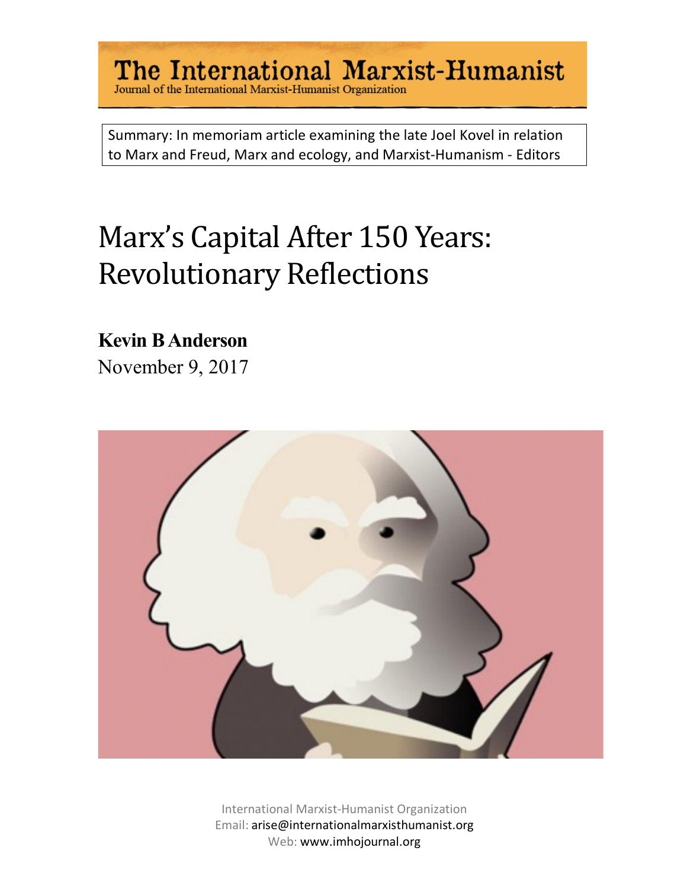# The International Marxist-Humanist

Journal of the International Marxist-Humanist Organization

Summary: In memoriam article examining the late Joel Kovel in relation to Marx and Freud, Marx and ecology, and Marxist-Humanism - Editors

# Marx's Capital After 150 Years: Revolutionary Reflections

**Kevin B Anderson**

November 9, 2017

International Marxist-Humanist Organization
Email: arise@internationalmarxisthumanist.org
Web: www.imhojournal.org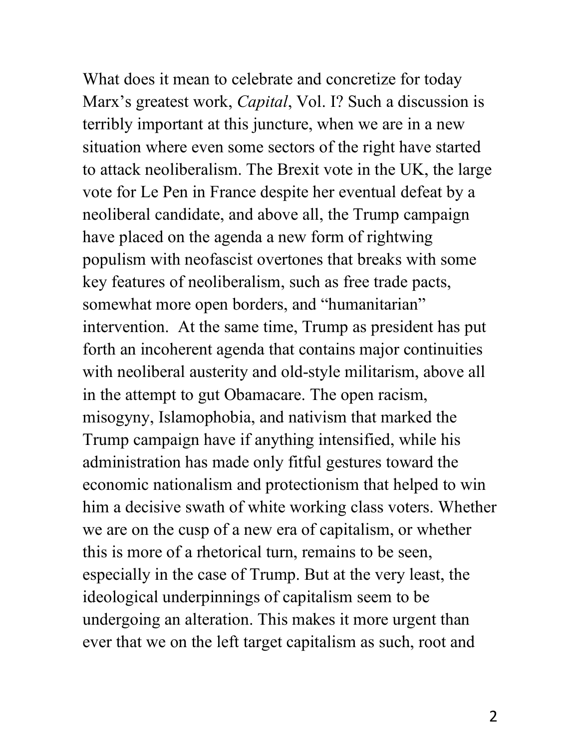What does it mean to celebrate and concretize for today Marx's greatest work, *Capital*, Vol. I? Such a discussion is terribly important at this juncture, when we are in a new situation where even some sectors of the right have started to attack neoliberalism. The Brexit vote in the UK, the large vote for Le Pen in France despite her eventual defeat by a neoliberal candidate, and above all, the Trump campaign have placed on the agenda a new form of rightwing populism with neofascist overtones that breaks with some key features of neoliberalism, such as free trade pacts, somewhat more open borders, and "humanitarian" intervention.  At the same time, Trump as president has put forth an incoherent agenda that contains major continuities with neoliberal austerity and old-style militarism, above all in the attempt to gut Obamacare. The open racism, misogyny, Islamophobia, and nativism that marked the Trump campaign have if anything intensified, while his administration has made only fitful gestures toward the economic nationalism and protectionism that helped to win him a decisive swath of white working class voters. Whether we are on the cusp of a new era of capitalism, or whether this is more of a rhetorical turn, remains to be seen, especially in the case of Trump. But at the very least, the ideological underpinnings of capitalism seem to be undergoing an alteration. This makes it more urgent than ever that we on the left target capitalism as such, root and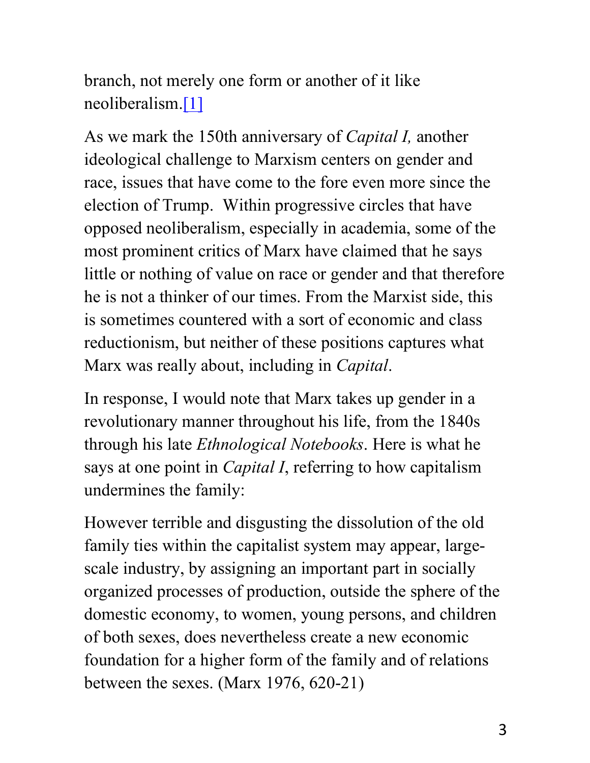branch, not merely one form or another of it like neoliberalism.[1]

As we mark the 150th anniversary of *Capital I,* another ideological challenge to Marxism centers on gender and race, issues that have come to the fore even more since the election of Trump. Within progressive circles that have opposed neoliberalism, especially in academia, some of the most prominent critics of Marx have claimed that he says little or nothing of value on race or gender and that therefore he is not a thinker of our times. From the Marxist side, this is sometimes countered with a sort of economic and class reductionism, but neither of these positions captures what Marx was really about, including in *Capital*.

In response, I would note that Marx takes up gender in a revolutionary manner throughout his life, from the 1840s through his late *Ethnological Notebooks*. Here is what he says at one point in *Capital I*, referring to how capitalism undermines the family:

However terrible and disgusting the dissolution of the old family ties within the capitalist system may appear, large-scale industry, by assigning an important part in socially organized processes of production, outside the sphere of the domestic economy, to women, young persons, and children of both sexes, does nevertheless create a new economic foundation for a higher form of the family and of relations between the sexes. (Marx 1976, 620-21)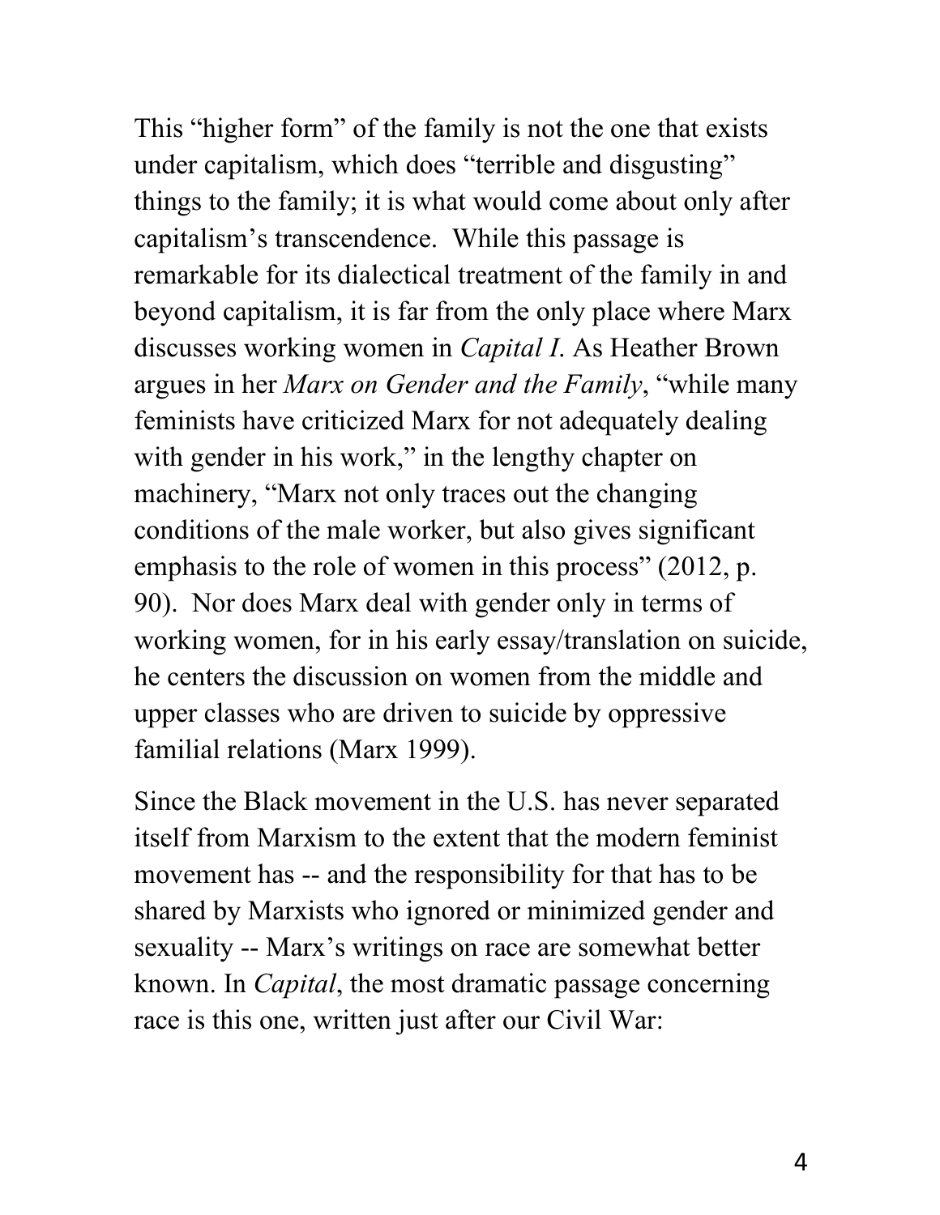This "higher form" of the family is not the one that exists under capitalism, which does "terrible and disgusting" things to the family; it is what would come about only after capitalism's transcendence. While this passage is remarkable for its dialectical treatment of the family in and beyond capitalism, it is far from the only place where Marx discusses working women in *Capital I*. As Heather Brown argues in her *Marx on Gender and the Family*, "while many feminists have criticized Marx for not adequately dealing with gender in his work," in the lengthy chapter on machinery, "Marx not only traces out the changing conditions of the male worker, but also gives significant emphasis to the role of women in this process" (2012, p. 90). Nor does Marx deal with gender only in terms of working women, for in his early essay/translation on suicide, he centers the discussion on women from the middle and upper classes who are driven to suicide by oppressive familial relations (Marx 1999).

Since the Black movement in the U.S. has never separated itself from Marxism to the extent that the modern feminist movement has -- and the responsibility for that has to be shared by Marxists who ignored or minimized gender and sexuality -- Marx's writings on race are somewhat better known. In *Capital*, the most dramatic passage concerning race is this one, written just after our Civil War: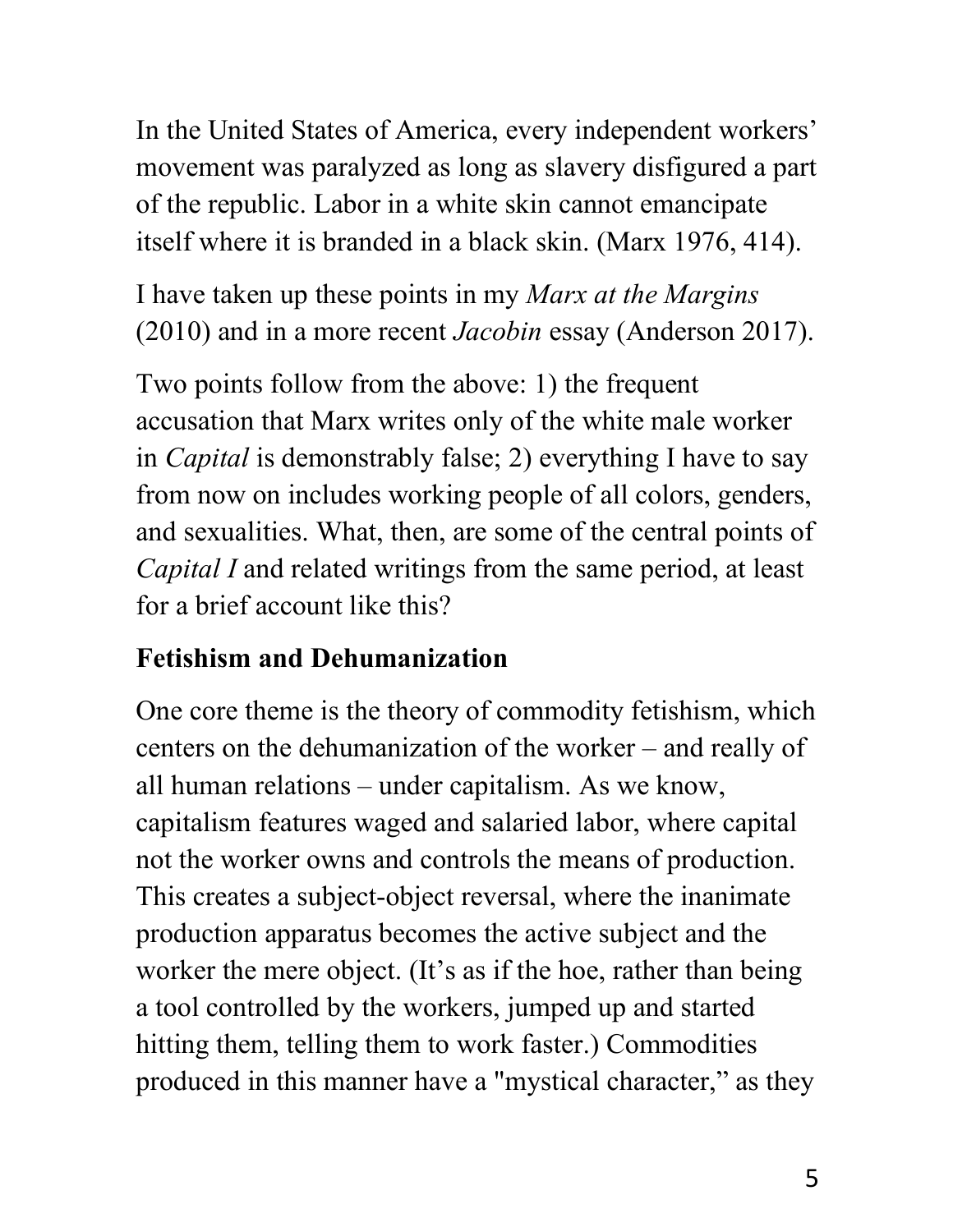In the United States of America, every independent workers' movement was paralyzed as long as slavery disfigured a part of the republic. Labor in a white skin cannot emancipate itself where it is branded in a black skin. (Marx 1976, 414).

I have taken up these points in my *Marx at the Margins* (2010) and in a more recent *Jacobin* essay (Anderson 2017).

Two points follow from the above: 1) the frequent accusation that Marx writes only of the white male worker in *Capital* is demonstrably false; 2) everything I have to say from now on includes working people of all colors, genders, and sexualities. What, then, are some of the central points of *Capital I* and related writings from the same period, at least for a brief account like this?

## Fetishism and Dehumanization

One core theme is the theory of commodity fetishism, which centers on the dehumanization of the worker – and really of all human relations – under capitalism. As we know, capitalism features waged and salaried labor, where capital not the worker owns and controls the means of production. This creates a subject-object reversal, where the inanimate production apparatus becomes the active subject and the worker the mere object. (It's as if the hoe, rather than being a tool controlled by the workers, jumped up and started hitting them, telling them to work faster.) Commodities produced in this manner have a "mystical character," as they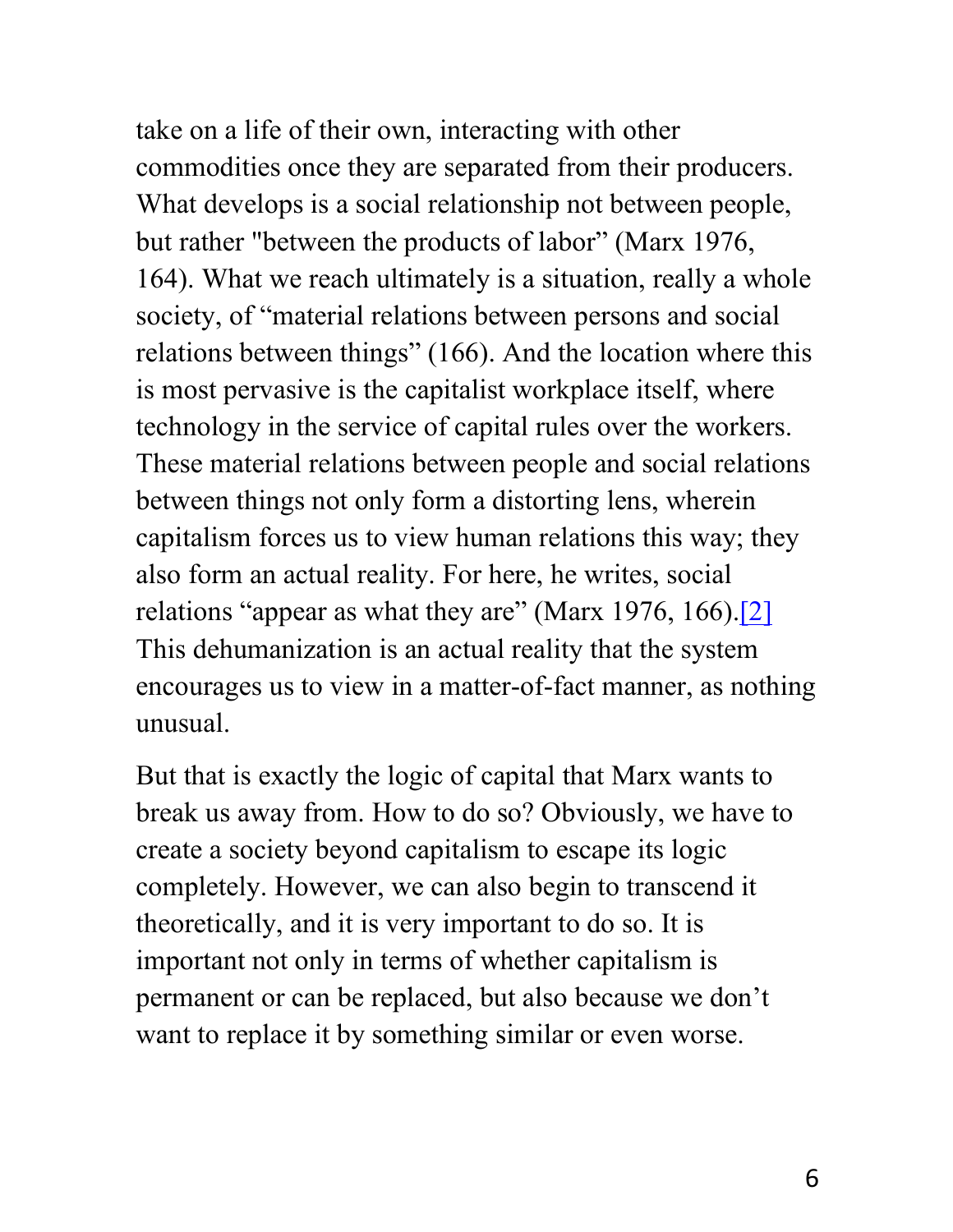take on a life of their own, interacting with other commodities once they are separated from their producers. What develops is a social relationship not between people, but rather "between the products of labor" (Marx 1976, 164). What we reach ultimately is a situation, really a whole society, of "material relations between persons and social relations between things" (166). And the location where this is most pervasive is the capitalist workplace itself, where technology in the service of capital rules over the workers. These material relations between people and social relations between things not only form a distorting lens, wherein capitalism forces us to view human relations this way; they also form an actual reality. For here, he writes, social relations "appear as what they are" (Marx 1976, 166).[2] This dehumanization is an actual reality that the system encourages us to view in a matter-of-fact manner, as nothing unusual.

But that is exactly the logic of capital that Marx wants to break us away from. How to do so? Obviously, we have to create a society beyond capitalism to escape its logic completely. However, we can also begin to transcend it theoretically, and it is very important to do so. It is important not only in terms of whether capitalism is permanent or can be replaced, but also because we don't want to replace it by something similar or even worse.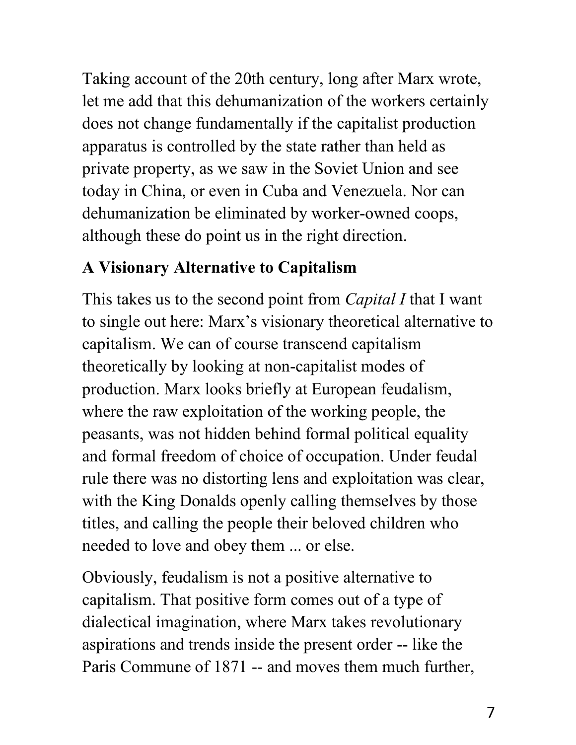Taking account of the 20th century, long after Marx wrote, let me add that this dehumanization of the workers certainly does not change fundamentally if the capitalist production apparatus is controlled by the state rather than held as private property, as we saw in the Soviet Union and see today in China, or even in Cuba and Venezuela. Nor can dehumanization be eliminated by worker-owned coops, although these do point us in the right direction.

**A Visionary Alternative to Capitalism**

This takes us to the second point from *Capital I* that I want to single out here: Marx's visionary theoretical alternative to capitalism. We can of course transcend capitalism theoretically by looking at non-capitalist modes of production. Marx looks briefly at European feudalism, where the raw exploitation of the working people, the peasants, was not hidden behind formal political equality and formal freedom of choice of occupation. Under feudal rule there was no distorting lens and exploitation was clear, with the King Donalds openly calling themselves by those titles, and calling the people their beloved children who needed to love and obey them ... or else.

Obviously, feudalism is not a positive alternative to capitalism. That positive form comes out of a type of dialectical imagination, where Marx takes revolutionary aspirations and trends inside the present order -- like the Paris Commune of 1871 -- and moves them much further,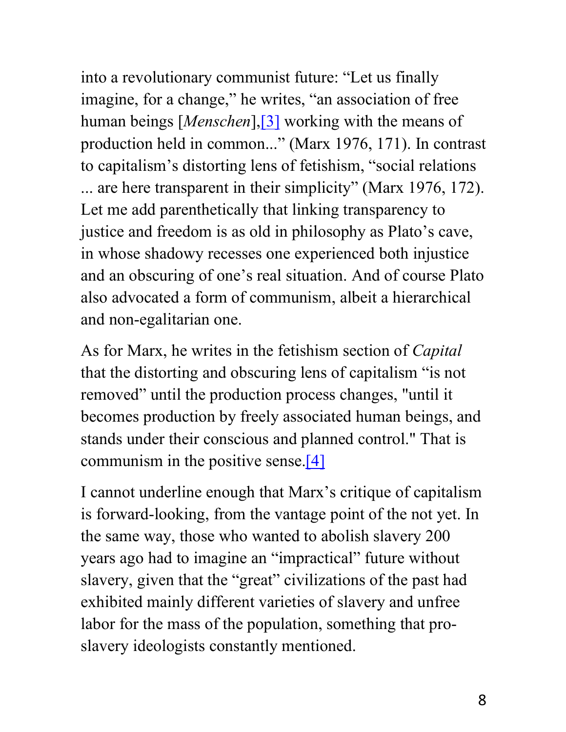into a revolutionary communist future: “Let us finally imagine, for a change,” he writes, “an association of free human beings [*Menschen*],[3] working with the means of production held in common...” (Marx 1976, 171). In contrast to capitalism’s distorting lens of fetishism, “social relations ... are here transparent in their simplicity” (Marx 1976, 172). Let me add parenthetically that linking transparency to justice and freedom is as old in philosophy as Plato’s cave, in whose shadowy recesses one experienced both injustice and an obscuring of one’s real situation. And of course Plato also advocated a form of communism, albeit a hierarchical and non-egalitarian one.

As for Marx, he writes in the fetishism section of *Capital* that the distorting and obscuring lens of capitalism “is not removed” until the production process changes, "until it becomes production by freely associated human beings, and stands under their conscious and planned control." That is communism in the positive sense.[4]

I cannot underline enough that Marx’s critique of capitalism is forward-looking, from the vantage point of the not yet. In the same way, those who wanted to abolish slavery 200 years ago had to imagine an “impractical” future without slavery, given that the “great” civilizations of the past had exhibited mainly different varieties of slavery and unfree labor for the mass of the population, something that pro-slavery ideologists constantly mentioned.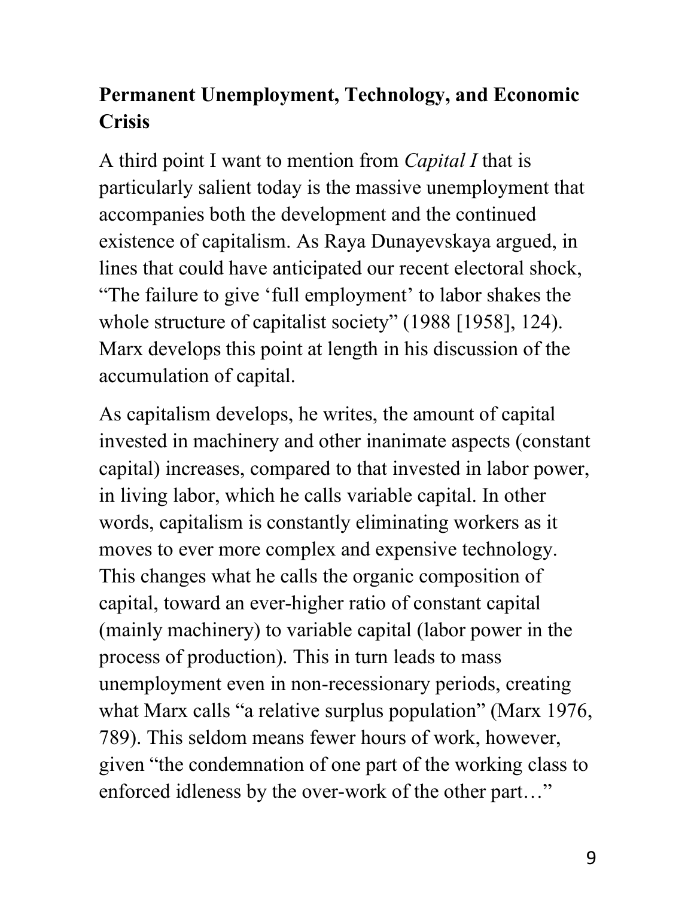## Permanent Unemployment, Technology, and Economic Crisis

A third point I want to mention from *Capital I* that is particularly salient today is the massive unemployment that accompanies both the development and the continued existence of capitalism. As Raya Dunayevskaya argued, in lines that could have anticipated our recent electoral shock, "The failure to give 'full employment' to labor shakes the whole structure of capitalist society" (1988 [1958], 124). Marx develops this point at length in his discussion of the accumulation of capital.

As capitalism develops, he writes, the amount of capital invested in machinery and other inanimate aspects (constant capital) increases, compared to that invested in labor power, in living labor, which he calls variable capital. In other words, capitalism is constantly eliminating workers as it moves to ever more complex and expensive technology. This changes what he calls the organic composition of capital, toward an ever-higher ratio of constant capital (mainly machinery) to variable capital (labor power in the process of production). This in turn leads to mass unemployment even in non-recessionary periods, creating what Marx calls "a relative surplus population" (Marx 1976, 789). This seldom means fewer hours of work, however, given "the condemnation of one part of the working class to enforced idleness by the over-work of the other part…"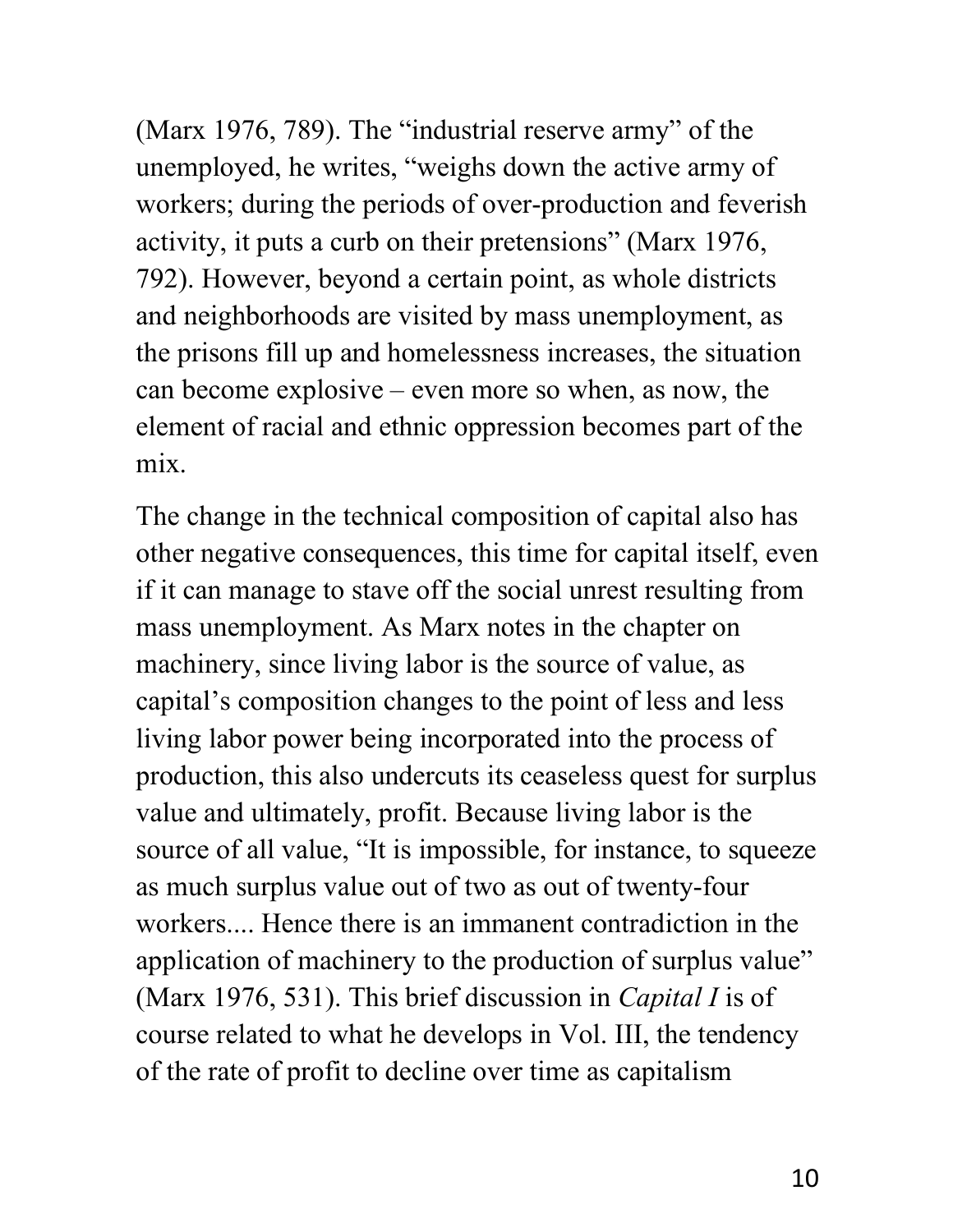(Marx 1976, 789). The "industrial reserve army" of the unemployed, he writes, "weighs down the active army of workers; during the periods of over-production and feverish activity, it puts a curb on their pretensions" (Marx 1976, 792). However, beyond a certain point, as whole districts and neighborhoods are visited by mass unemployment, as the prisons fill up and homelessness increases, the situation can become explosive – even more so when, as now, the element of racial and ethnic oppression becomes part of the mix.

The change in the technical composition of capital also has other negative consequences, this time for capital itself, even if it can manage to stave off the social unrest resulting from mass unemployment. As Marx notes in the chapter on machinery, since living labor is the source of value, as capital's composition changes to the point of less and less living labor power being incorporated into the process of production, this also undercuts its ceaseless quest for surplus value and ultimately, profit. Because living labor is the source of all value, "It is impossible, for instance, to squeeze as much surplus value out of two as out of twenty-four workers.... Hence there is an immanent contradiction in the application of machinery to the production of surplus value" (Marx 1976, 531). This brief discussion in *Capital I* is of course related to what he develops in Vol. III, the tendency of the rate of profit to decline over time as capitalism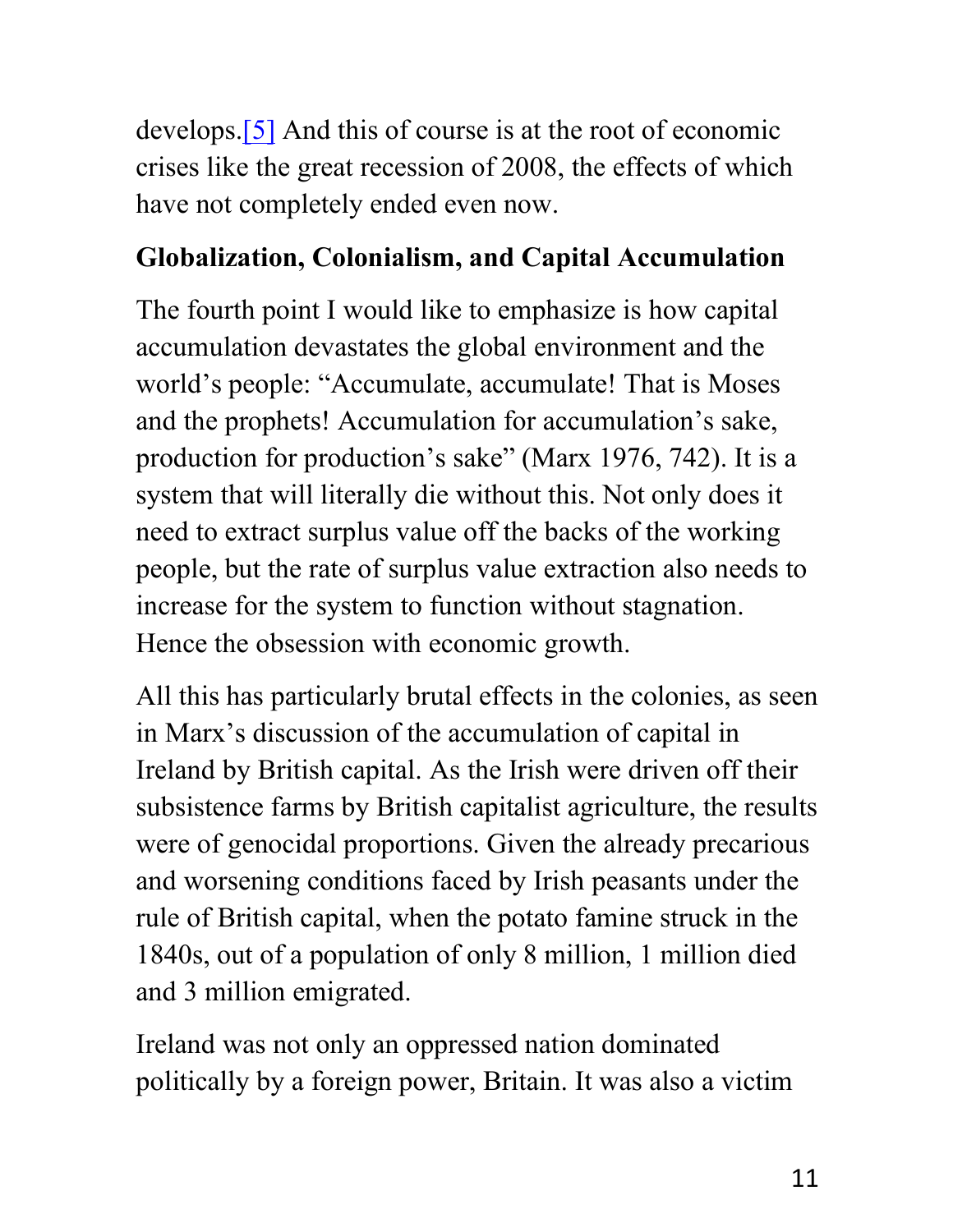develops.[5] And this of course is at the root of economic crises like the great recession of 2008, the effects of which have not completely ended even now.

**Globalization, Colonialism, and Capital Accumulation**

The fourth point I would like to emphasize is how capital accumulation devastates the global environment and the world's people: "Accumulate, accumulate! That is Moses and the prophets! Accumulation for accumulation's sake, production for production's sake" (Marx 1976, 742). It is a system that will literally die without this. Not only does it need to extract surplus value off the backs of the working people, but the rate of surplus value extraction also needs to increase for the system to function without stagnation. Hence the obsession with economic growth.

All this has particularly brutal effects in the colonies, as seen in Marx's discussion of the accumulation of capital in Ireland by British capital. As the Irish were driven off their subsistence farms by British capitalist agriculture, the results were of genocidal proportions. Given the already precarious and worsening conditions faced by Irish peasants under the rule of British capital, when the potato famine struck in the 1840s, out of a population of only 8 million, 1 million died and 3 million emigrated.

Ireland was not only an oppressed nation dominated politically by a foreign power, Britain. It was also a victim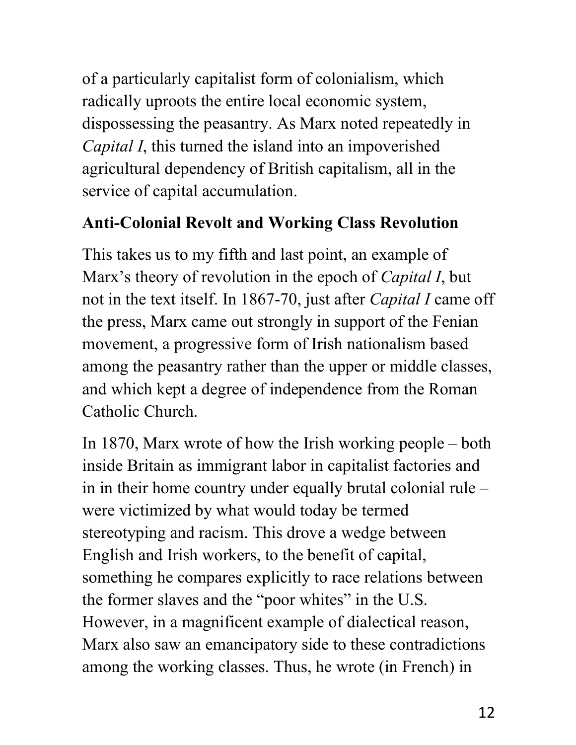of a particularly capitalist form of colonialism, which radically uproots the entire local economic system, dispossessing the peasantry. As Marx noted repeatedly in *Capital I*, this turned the island into an impoverished agricultural dependency of British capitalism, all in the service of capital accumulation.

**Anti-Colonial Revolt and Working Class Revolution**

This takes us to my fifth and last point, an example of Marx's theory of revolution in the epoch of *Capital I*, but not in the text itself. In 1867-70, just after *Capital I* came off the press, Marx came out strongly in support of the Fenian movement, a progressive form of Irish nationalism based among the peasantry rather than the upper or middle classes, and which kept a degree of independence from the Roman Catholic Church.

In 1870, Marx wrote of how the Irish working people – both inside Britain as immigrant labor in capitalist factories and in in their home country under equally brutal colonial rule – were victimized by what would today be termed stereotyping and racism. This drove a wedge between English and Irish workers, to the benefit of capital, something he compares explicitly to race relations between the former slaves and the "poor whites" in the U.S. However, in a magnificent example of dialectical reason, Marx also saw an emancipatory side to these contradictions among the working classes. Thus, he wrote (in French) in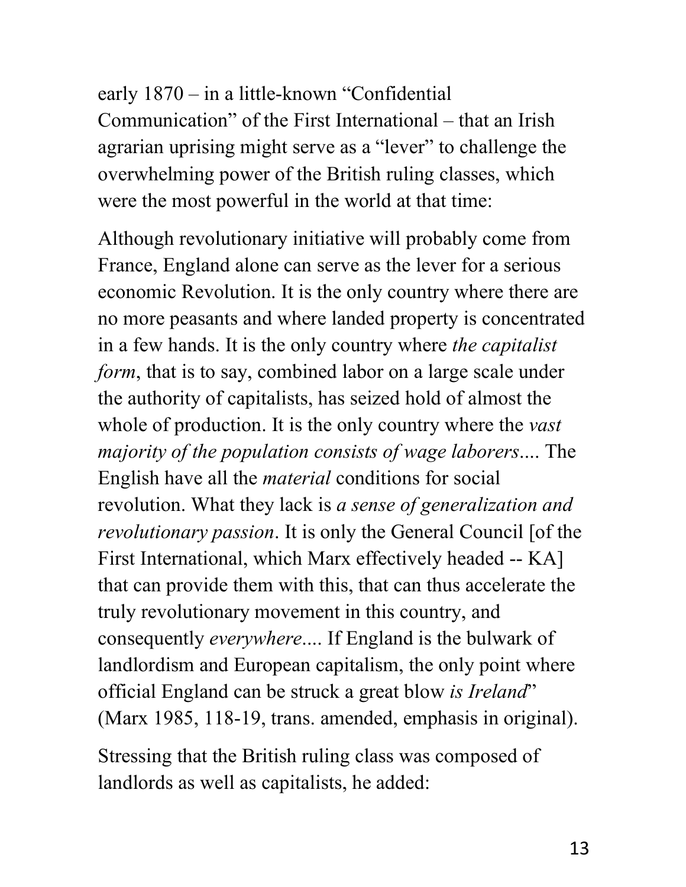early 1870 – in a little-known "Confidential Communication" of the First International – that an Irish agrarian uprising might serve as a "lever" to challenge the overwhelming power of the British ruling classes, which were the most powerful in the world at that time:

Although revolutionary initiative will probably come from France, England alone can serve as the lever for a serious economic Revolution. It is the only country where there are no more peasants and where landed property is concentrated in a few hands. It is the only country where *the capitalist form*, that is to say, combined labor on a large scale under the authority of capitalists, has seized hold of almost the whole of production. It is the only country where the *vast majority of the population consists of wage laborers*.... The English have all the *material* conditions for social revolution. What they lack is *a sense of generalization and revolutionary passion*. It is only the General Council [of the First International, which Marx effectively headed -- KA] that can provide them with this, that can thus accelerate the truly revolutionary movement in this country, and consequently *everywhere*.... If England is the bulwark of landlordism and European capitalism, the only point where official England can be struck a great blow *is Ireland*" (Marx 1985, 118-19, trans. amended, emphasis in original).

Stressing that the British ruling class was composed of landlords as well as capitalists, he added: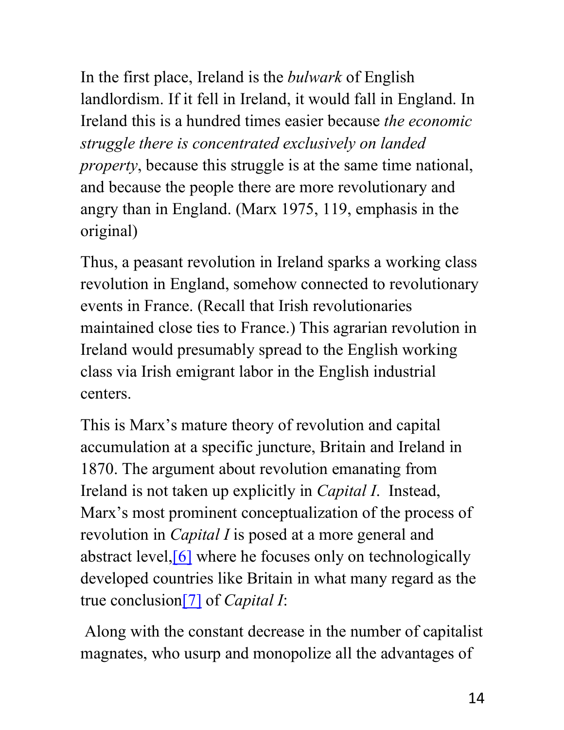In the first place, Ireland is the *bulwark* of English landlordism. If it fell in Ireland, it would fall in England. In Ireland this is a hundred times easier because *the economic struggle there is concentrated exclusively on landed property*, because this struggle is at the same time national, and because the people there are more revolutionary and angry than in England. (Marx 1975, 119, emphasis in the original)

Thus, a peasant revolution in Ireland sparks a working class revolution in England, somehow connected to revolutionary events in France. (Recall that Irish revolutionaries maintained close ties to France.) This agrarian revolution in Ireland would presumably spread to the English working class via Irish emigrant labor in the English industrial centers.

This is Marx's mature theory of revolution and capital accumulation at a specific juncture, Britain and Ireland in 1870. The argument about revolution emanating from Ireland is not taken up explicitly in *Capital I*. Instead, Marx's most prominent conceptualization of the process of revolution in *Capital I* is posed at a more general and abstract level,[6] where he focuses only on technologically developed countries like Britain in what many regard as the true conclusion[7] of *Capital I*:

Along with the constant decrease in the number of capitalist magnates, who usurp and monopolize all the advantages of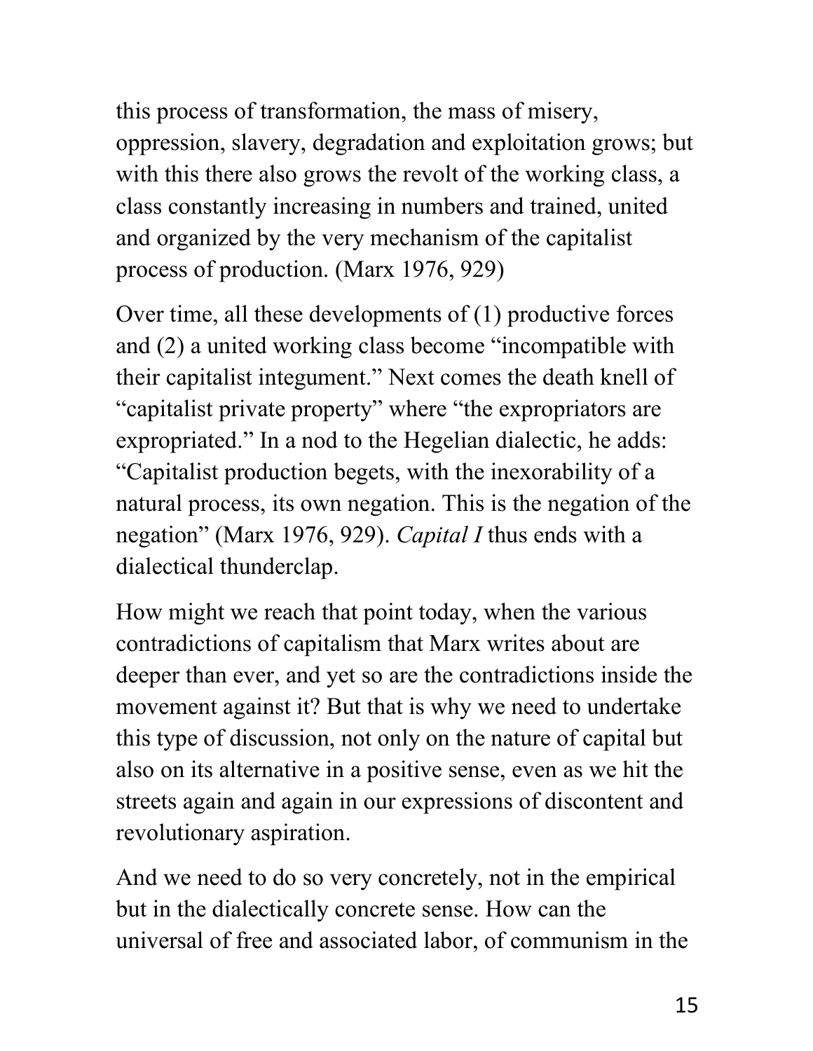this process of transformation, the mass of misery, oppression, slavery, degradation and exploitation grows; but with this there also grows the revolt of the working class, a class constantly increasing in numbers and trained, united and organized by the very mechanism of the capitalist process of production. (Marx 1976, 929)

Over time, all these developments of (1) productive forces and (2) a united working class become "incompatible with their capitalist integument." Next comes the death knell of "capitalist private property" where "the expropriators are expropriated." In a nod to the Hegelian dialectic, he adds: "Capitalist production begets, with the inexorability of a natural process, its own negation. This is the negation of the negation" (Marx 1976, 929). *Capital I* thus ends with a dialectical thunderclap.

How might we reach that point today, when the various contradictions of capitalism that Marx writes about are deeper than ever, and yet so are the contradictions inside the movement against it? But that is why we need to undertake this type of discussion, not only on the nature of capital but also on its alternative in a positive sense, even as we hit the streets again and again in our expressions of discontent and revolutionary aspiration.

And we need to do so very concretely, not in the empirical but in the dialectically concrete sense. How can the universal of free and associated labor, of communism in the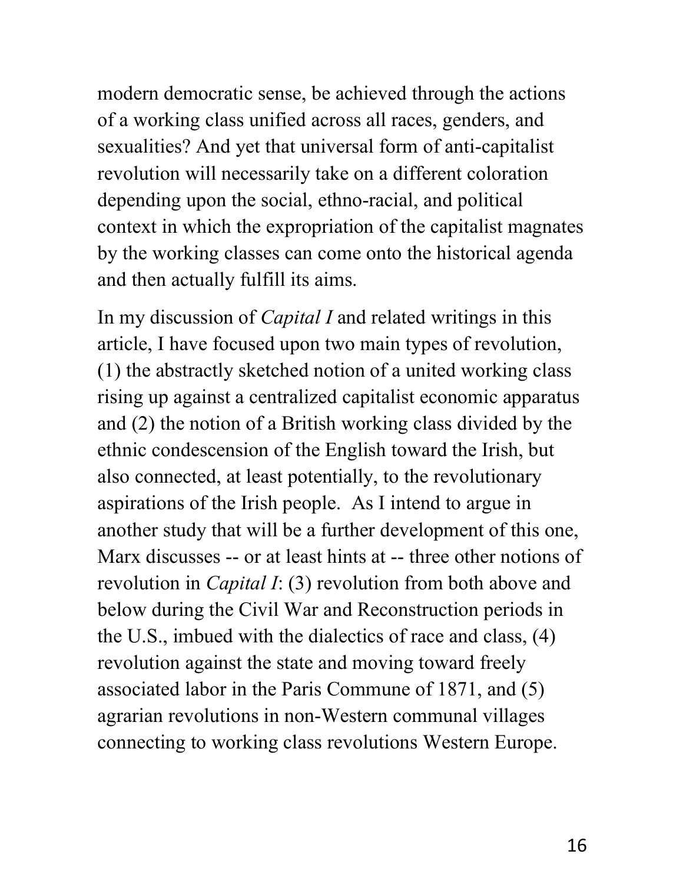modern democratic sense, be achieved through the actions of a working class unified across all races, genders, and sexualities? And yet that universal form of anti-capitalist revolution will necessarily take on a different coloration depending upon the social, ethno-racial, and political context in which the expropriation of the capitalist magnates by the working classes can come onto the historical agenda and then actually fulfill its aims.

In my discussion of *Capital I* and related writings in this article, I have focused upon two main types of revolution, (1) the abstractly sketched notion of a united working class rising up against a centralized capitalist economic apparatus and (2) the notion of a British working class divided by the ethnic condescension of the English toward the Irish, but also connected, at least potentially, to the revolutionary aspirations of the Irish people. As I intend to argue in another study that will be a further development of this one, Marx discusses -- or at least hints at -- three other notions of revolution in *Capital I*: (3) revolution from both above and below during the Civil War and Reconstruction periods in the U.S., imbued with the dialectics of race and class, (4) revolution against the state and moving toward freely associated labor in the Paris Commune of 1871, and (5) agrarian revolutions in non-Western communal villages connecting to working class revolutions Western Europe.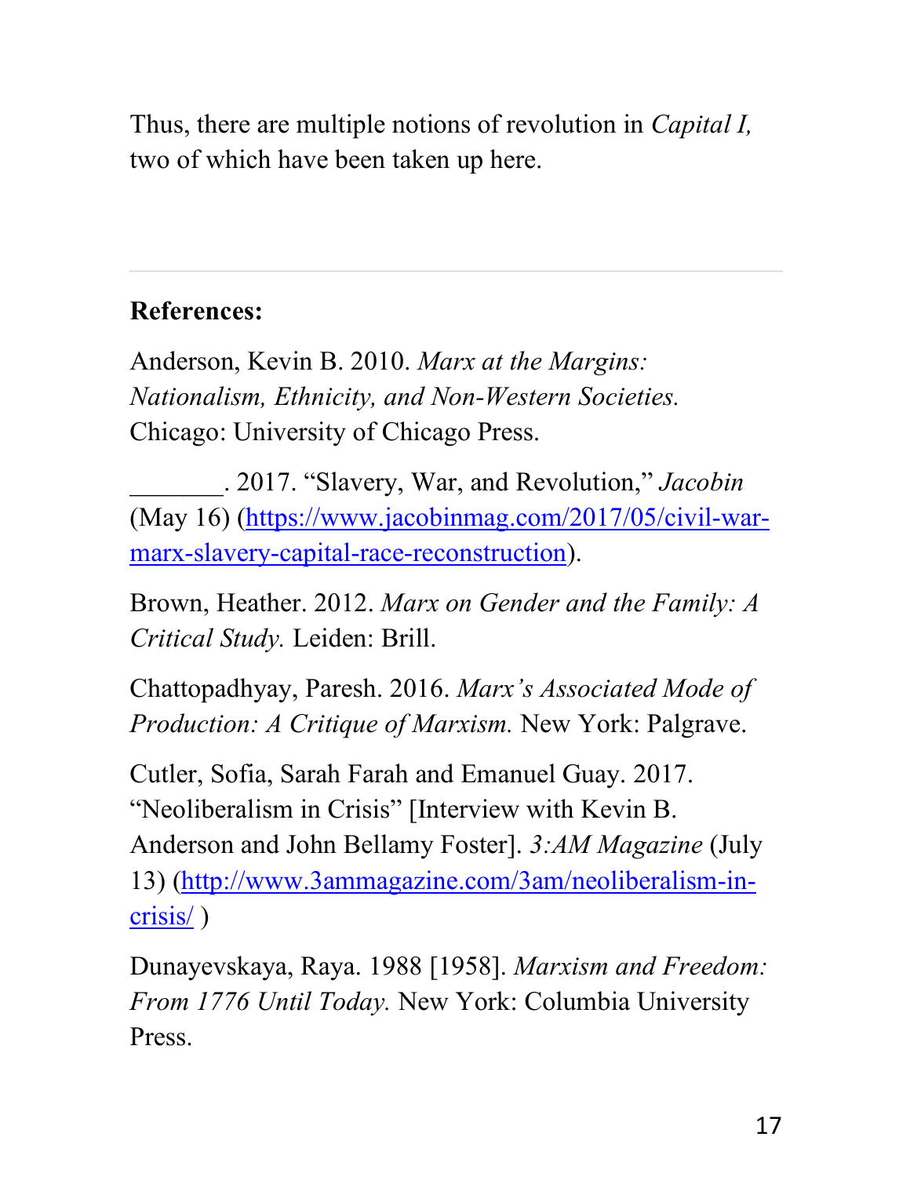Thus, there are multiple notions of revolution in *Capital I,* two of which have been taken up here.

---

**References:**

Anderson, Kevin B. 2010. *Marx at the Margins: Nationalism, Ethnicity, and Non-Western Societies.* Chicago: University of Chicago Press.

_______. 2017. "Slavery, War, and Revolution," *Jacobin* (May 16) (https://www.jacobinmag.com/2017/05/civil-war-marx-slavery-capital-race-reconstruction).

Brown, Heather. 2012. *Marx on Gender and the Family: A Critical Study.* Leiden: Brill.

Chattopadhyay, Paresh. 2016. *Marx's Associated Mode of Production: A Critique of Marxism.* New York: Palgrave.

Cutler, Sofia, Sarah Farah and Emanuel Guay. 2017. "Neoliberalism in Crisis" [Interview with Kevin B. Anderson and John Bellamy Foster]. *3:AM Magazine* (July 13) (http://www.3ammagazine.com/3am/neoliberalism-in-crisis/ )

Dunayevskaya, Raya. 1988 [1958]. *Marxism and Freedom: From 1776 Until Today.* New York: Columbia University Press.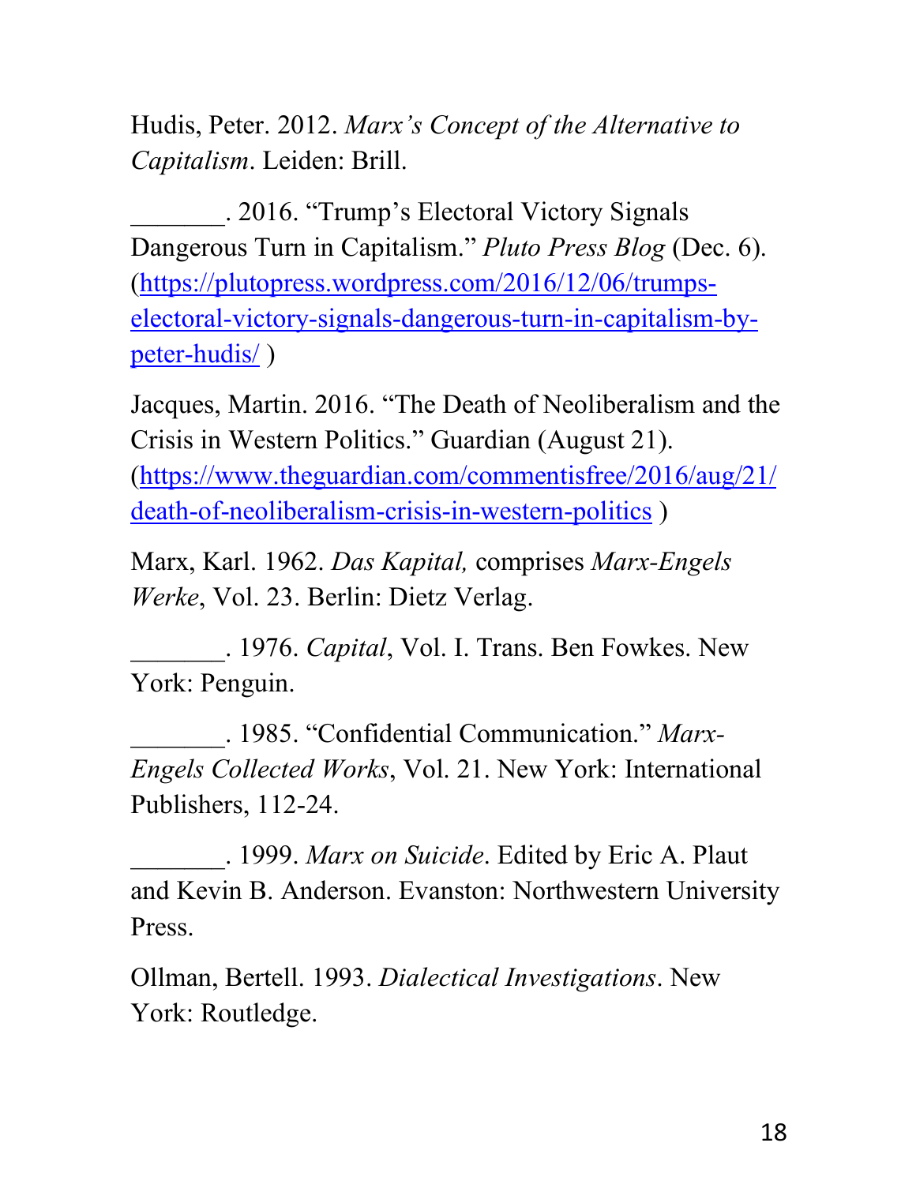Hudis, Peter. 2012. *Marx's Concept of the Alternative to Capitalism*. Leiden: Brill.

_______. 2016. "Trump's Electoral Victory Signals Dangerous Turn in Capitalism." *Pluto Press Blog* (Dec. 6). (https://plutopress.wordpress.com/2016/12/06/trumps-electoral-victory-signals-dangerous-turn-in-capitalism-by-peter-hudis/ )

Jacques, Martin. 2016. "The Death of Neoliberalism and the Crisis in Western Politics." Guardian (August 21). (https://www.theguardian.com/commentisfree/2016/aug/21/death-of-neoliberalism-crisis-in-western-politics )

Marx, Karl. 1962. *Das Kapital,* comprises *Marx-Engels Werke*, Vol. 23. Berlin: Dietz Verlag.

_______. 1976. *Capital*, Vol. I. Trans. Ben Fowkes. New York: Penguin.

_______. 1985. "Confidential Communication." *Marx-Engels Collected Works*, Vol. 21. New York: International Publishers, 112-24.

_______. 1999. *Marx on Suicide*. Edited by Eric A. Plaut and Kevin B. Anderson. Evanston: Northwestern University Press.

Ollman, Bertell. 1993. *Dialectical Investigations*. New York: Routledge.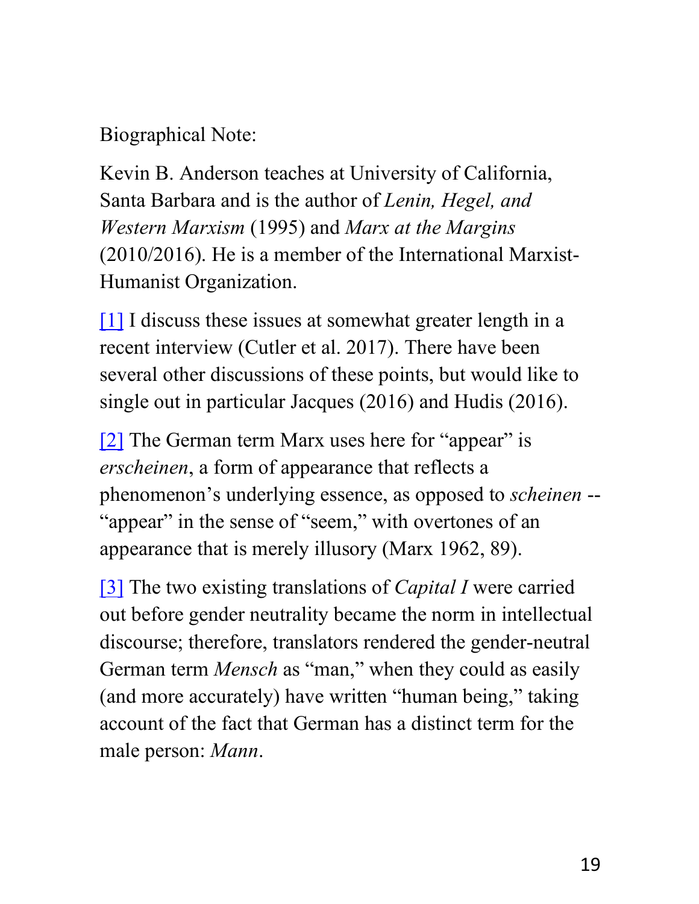Biographical Note:

Kevin B. Anderson teaches at University of California, Santa Barbara and is the author of *Lenin, Hegel, and Western Marxism* (1995) and *Marx at the Margins* (2010/2016). He is a member of the International Marxist-Humanist Organization.

[1] I discuss these issues at somewhat greater length in a recent interview (Cutler et al. 2017). There have been several other discussions of these points, but would like to single out in particular Jacques (2016) and Hudis (2016).

[2] The German term Marx uses here for "appear" is *erscheinen*, a form of appearance that reflects a phenomenon's underlying essence, as opposed to *scheinen* -- "appear" in the sense of "seem," with overtones of an appearance that is merely illusory (Marx 1962, 89).

[3] The two existing translations of *Capital I* were carried out before gender neutrality became the norm in intellectual discourse; therefore, translators rendered the gender-neutral German term *Mensch* as "man," when they could as easily (and more accurately) have written "human being," taking account of the fact that German has a distinct term for the male person: *Mann*.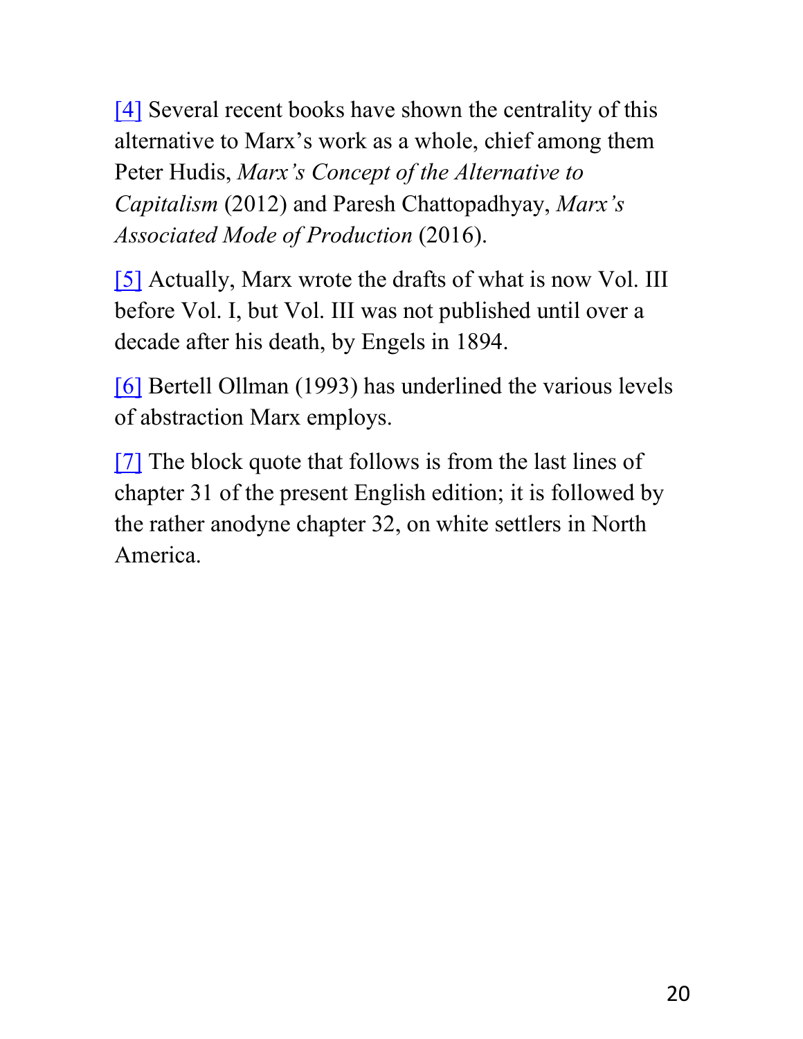[4] Several recent books have shown the centrality of this alternative to Marx's work as a whole, chief among them Peter Hudis, *Marx's Concept of the Alternative to Capitalism* (2012) and Paresh Chattopadhyay, *Marx's Associated Mode of Production* (2016).

[5] Actually, Marx wrote the drafts of what is now Vol. III before Vol. I, but Vol. III was not published until over a decade after his death, by Engels in 1894.

[6] Bertell Ollman (1993) has underlined the various levels of abstraction Marx employs.

[7] The block quote that follows is from the last lines of chapter 31 of the present English edition; it is followed by the rather anodyne chapter 32, on white settlers in North America.